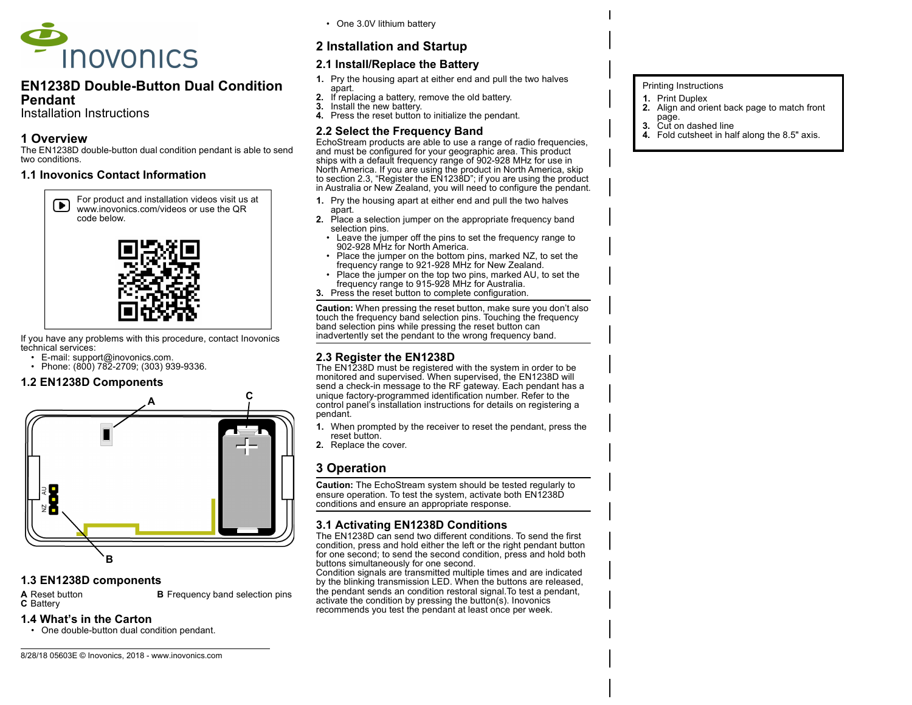# EN1238D Double-Button Dual Condition Pendant

Installation Instructions

## 1 Overview

The EN1238D double-button dual condition pendant is able to send two conditions.

### 1.1 Inovonics Contact Information

For product and installation videos visit us at www.inovonics.com/videos or use the QR code below.

If you have any problems with this procedure, contact Inovonics technical services:

- E-mail: support@inovonics.com.
- Phone: (800) 782-2709; (303) 939-9336.

### 1.2 EN1238D Components

### 1.3 EN1238D components

**A** Reset button
**B** Frequency band selection pins
**C** Battery

### 1.4 What's in the Carton

- One double-button dual condition pendant.
- One 3.0V lithium battery

8/28/18 05603E © Inovonics, 2018 - www.inovonics.com

## 2 Installation and Startup

### 2.1 Install/Replace the Battery

1. Pry the housing apart at either end and pull the two halves apart.
2. If replacing a battery, remove the old battery.
3. Install the new battery.
4. Press the reset button to initialize the pendant.

### 2.2 Select the Frequency Band

EchoStream products are able to use a range of radio frequencies, and must be configured for your geographic area. This product ships with a default frequency range of 902-928 MHz for use in North America. If you are using the product in North America, skip to section 2.3, "Register the EN1238D"; if you are using the product in Australia or New Zealand, you will need to configure the pendant.

1. Pry the housing apart at either end and pull the two halves apart.
2. Place a selection jumper on the appropriate frequency band selection pins.
   - Leave the jumper off the pins to set the frequency range to 902-928 MHz for North America.
   - Place the jumper on the bottom pins, marked NZ, to set the frequency range to 921-928 MHz for New Zealand.
   - Place the jumper on the top two pins, marked AU, to set the frequency range to 915-928 MHz for Australia.
3. Press the reset button to complete configuration.

**Caution:** When pressing the reset button, make sure you don't also touch the frequency band selection pins. Touching the frequency band selection pins while pressing the reset button can inadvertently set the pendant to the wrong frequency band.

### 2.3 Register the EN1238D

The EN1238D must be registered with the system in order to be monitored and supervised. When supervised, the EN1238D will send a check-in message to the RF gateway. Each pendant has a unique factory-programmed identification number. Refer to the control panel's installation instructions for details on registering a pendant.

1. When prompted by the receiver to reset the pendant, press the reset button.
2. Replace the cover.

## 3 Operation

**Caution:** The EchoStream system should be tested regularly to ensure operation. To test the system, activate both EN1238D conditions and ensure an appropriate response.

### 3.1 Activating EN1238D Conditions

The EN1238D can send two different conditions. To send the first condition, press and hold either the left or the right pendant button for one second; to send the second condition, press and hold both buttons simultaneously for one second.
Condition signals are transmitted multiple times and are indicated by the blinking transmission LED. When the buttons are released, the pendant sends an condition restoral signal.To test a pendant, activate the condition by pressing the button(s). Inovonics recommends you test the pendant at least once per week.

Printing Instructions

1. Print Duplex
2. Align and orient back page to match front page.
3. Cut on dashed line
4. Fold cutsheet in half along the 8.5" axis.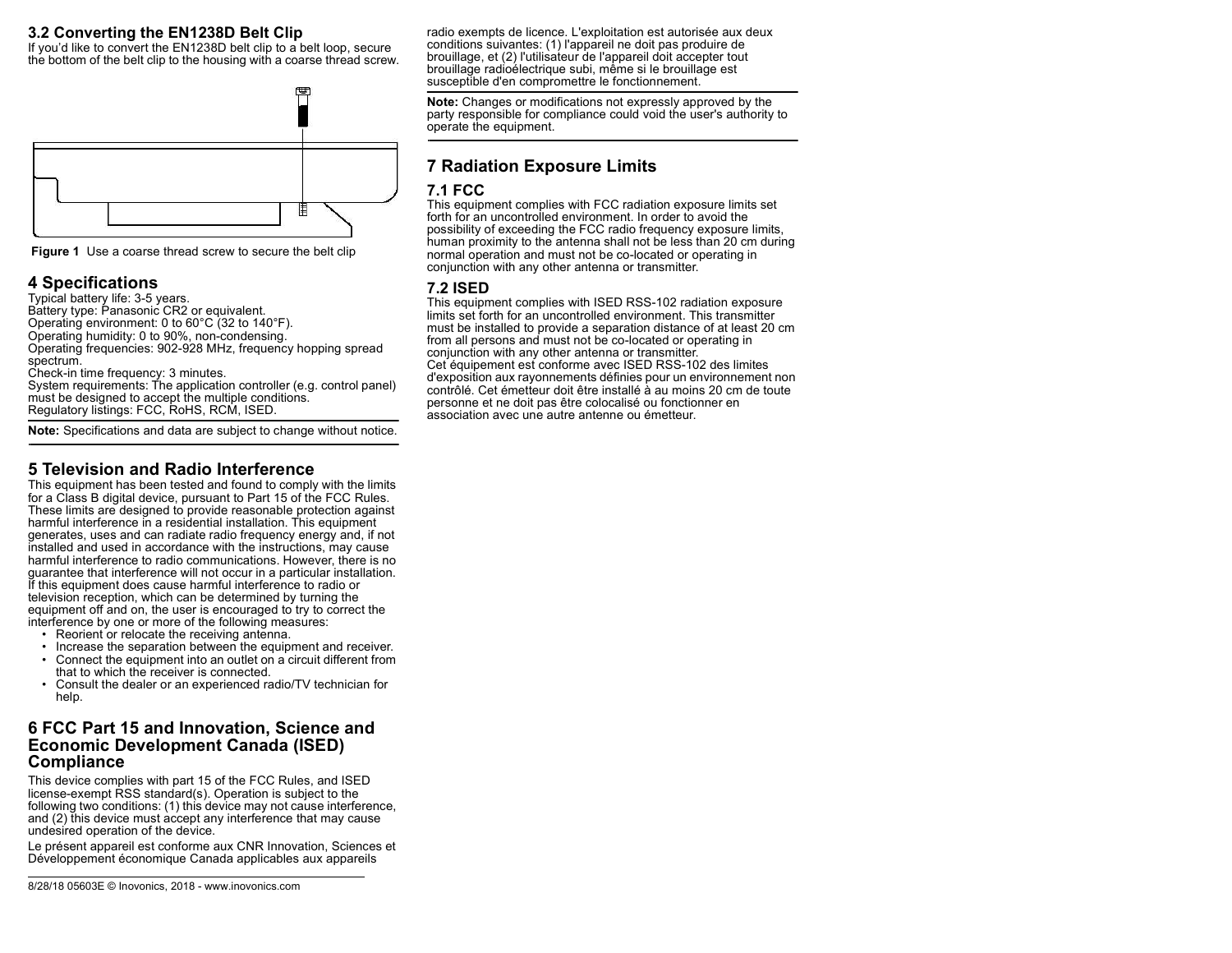### 3.2 Converting the EN1238D Belt Clip

If you'd like to convert the EN1238D belt clip to a belt loop, secure the bottom of the belt clip to the housing with a coarse thread screw.

**Figure 1** Use a coarse thread screw to secure the belt clip

## 4 Specifications

Typical battery life: 3-5 years.
Battery type: Panasonic CR2 or equivalent.
Operating environment: 0 to 60°C (32 to 140°F).
Operating humidity: 0 to 90%, non-condensing.
Operating frequencies: 902-928 MHz, frequency hopping spread spectrum.
Check-in time frequency: 3 minutes.
System requirements: The application controller (e.g. control panel) must be designed to accept the multiple conditions.
Regulatory listings: FCC, RoHS, RCM, ISED.

**Note:** Specifications and data are subject to change without notice.

## 5 Television and Radio Interference

This equipment has been tested and found to comply with the limits for a Class B digital device, pursuant to Part 15 of the FCC Rules. These limits are designed to provide reasonable protection against harmful interference in a residential installation. This equipment generates, uses and can radiate radio frequency energy and, if not installed and used in accordance with the instructions, may cause harmful interference to radio communications. However, there is no guarantee that interference will not occur in a particular installation. If this equipment does cause harmful interference to radio or television reception, which can be determined by turning the equipment off and on, the user is encouraged to try to correct the interference by one or more of the following measures:

- Reorient or relocate the receiving antenna.
- Increase the separation between the equipment and receiver.
- Connect the equipment into an outlet on a circuit different from that to which the receiver is connected.
- Consult the dealer or an experienced radio/TV technician for help.

## 6 FCC Part 15 and Innovation, Science and Economic Development Canada (ISED) Compliance

This device complies with part 15 of the FCC Rules, and ISED license-exempt RSS standard(s). Operation is subject to the following two conditions: (1) this device may not cause interference, and (2) this device must accept any interference that may cause undesired operation of the device.

Le présent appareil est conforme aux CNR Innovation, Sciences et Développement économique Canada applicables aux appareils radio exempts de licence. L'exploitation est autorisée aux deux conditions suivantes: (1) l'appareil ne doit pas produire de brouillage, et (2) l'utilisateur de l'appareil doit accepter tout brouillage radioélectrique subi, même si le brouillage est susceptible d'en compromettre le fonctionnement.

**Note:** Changes or modifications not expressly approved by the party responsible for compliance could void the user's authority to operate the equipment.

## 7 Radiation Exposure Limits

### 7.1 FCC

This equipment complies with FCC radiation exposure limits set forth for an uncontrolled environment. In order to avoid the possibility of exceeding the FCC radio frequency exposure limits, human proximity to the antenna shall not be less than 20 cm during normal operation and must not be co-located or operating in conjunction with any other antenna or transmitter.

### 7.2 ISED

This equipment complies with ISED RSS-102 radiation exposure limits set forth for an uncontrolled environment. This transmitter must be installed to provide a separation distance of at least 20 cm from all persons and must not be co-located or operating in conjunction with any other antenna or transmitter.
Cet équipement est conforme avec ISED RSS-102 des limites d'exposition aux rayonnements définies pour un environnement non contrôlé. Cet émetteur doit être installé à au moins 20 cm de toute personne et ne doit pas être colocalisé ou fonctionner en association avec une autre antenne ou émetteur.

8/28/18 05603E © Inovonics, 2018 - www.inovonics.com